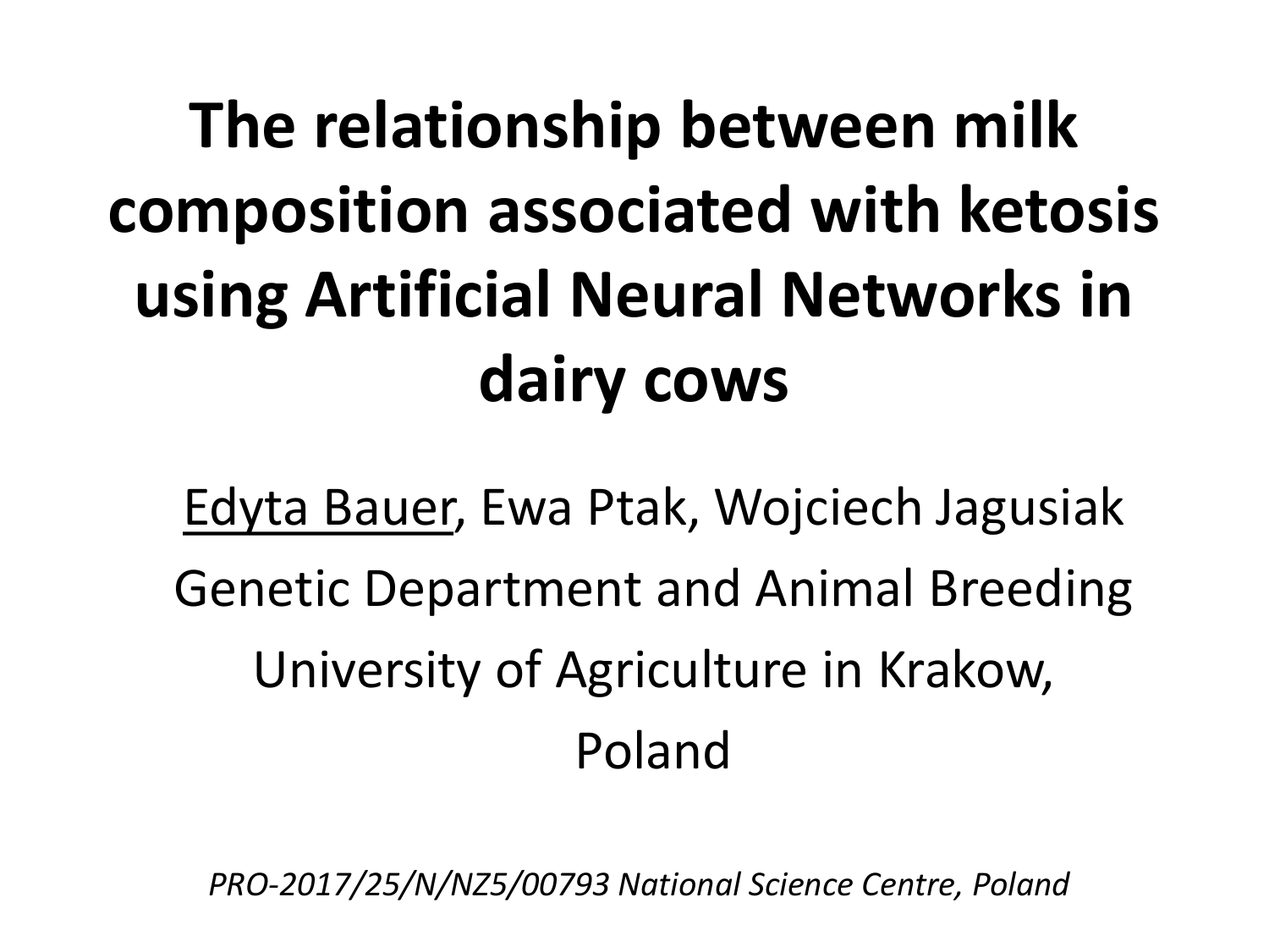# The relationship between milk composition associated with ketosis using Artificial Neural Networks in dairy cows

<u>Edyta Bauer</u>, Ewa Ptak, Wojciech Jagusiak

Genetic Department and Animal Breeding

University of Agriculture in Krakow, Poland

*PRO-2017/25/N/NZ5/00793 National Science Centre, Poland*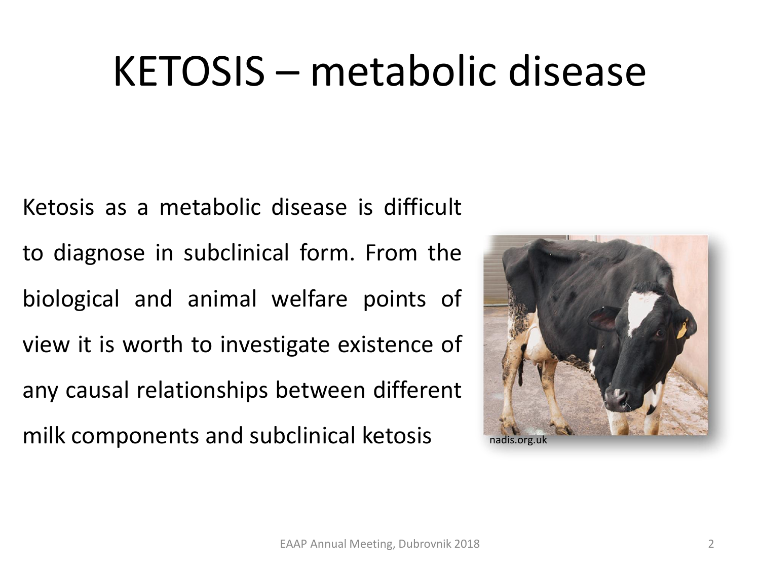# KETOSIS – metabolic disease

Ketosis as a metabolic disease is difficult to diagnose in subclinical form. From the biological and animal welfare points of view it is worth to investigate existence of any causal relationships between different milk components and subclinical ketosis

nadis.org.uk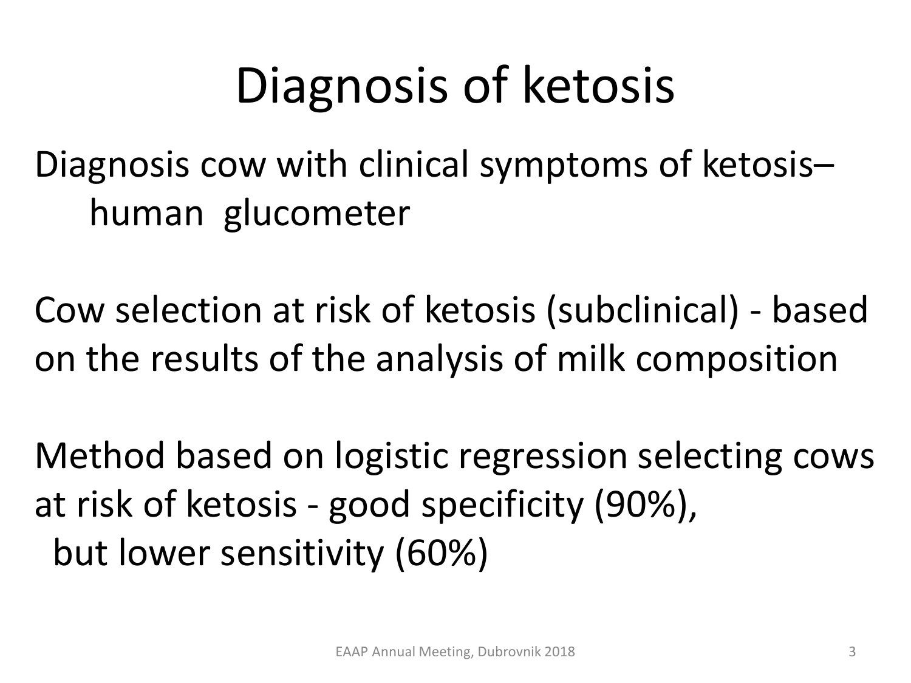# Diagnosis of ketosis

Diagnosis cow with clinical symptoms of ketosis– human glucometer

Cow selection at risk of ketosis (subclinical) - based on the results of the analysis of milk composition

Method based on logistic regression selecting cows at risk of ketosis - good specificity (90%), but lower sensitivity (60%)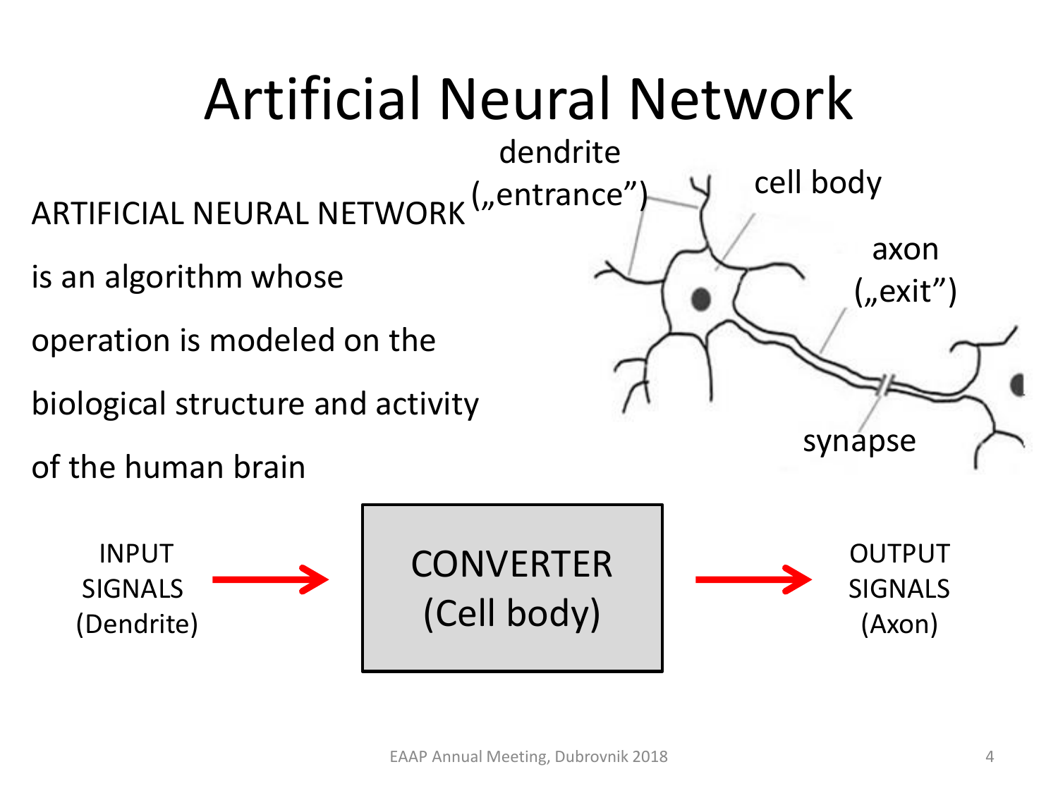# Artificial Neural Network

ARTIFICIAL NEURAL NETWORK is an algorithm whose operation is modeled on the biological structure and activity of the human brain

dendrite („entrance")

cell body

axon („exit")

synapse

INPUT SIGNALS (Dendrite) → CONVERTER (Cell body) → OUTPUT SIGNALS (Axon)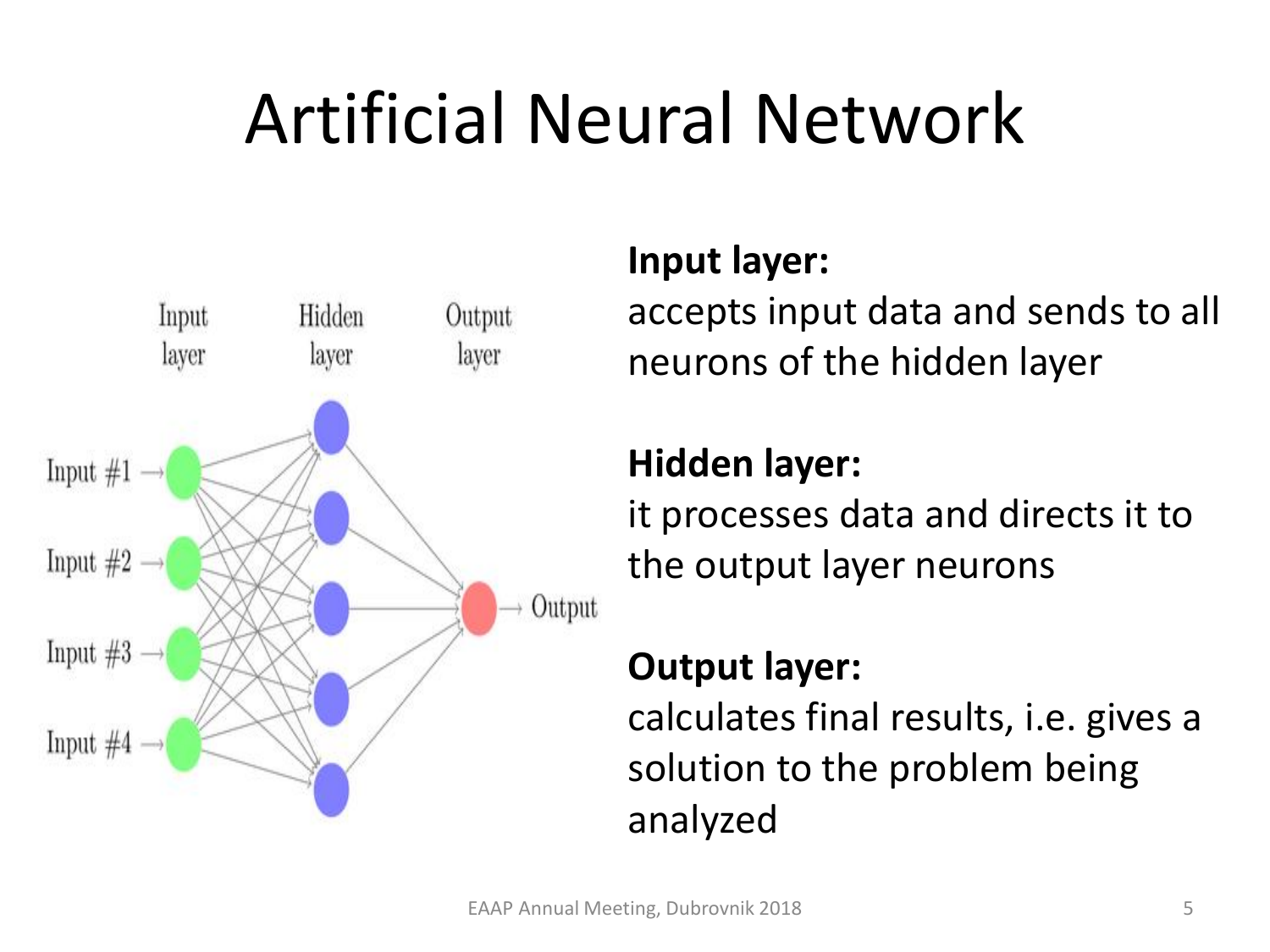# Artificial Neural Network

**Input layer:**
accepts input data and sends to all neurons of the hidden layer

**Hidden layer:**
it processes data and directs it to the output layer neurons

**Output layer:**
calculates final results, i.e. gives a solution to the problem being analyzed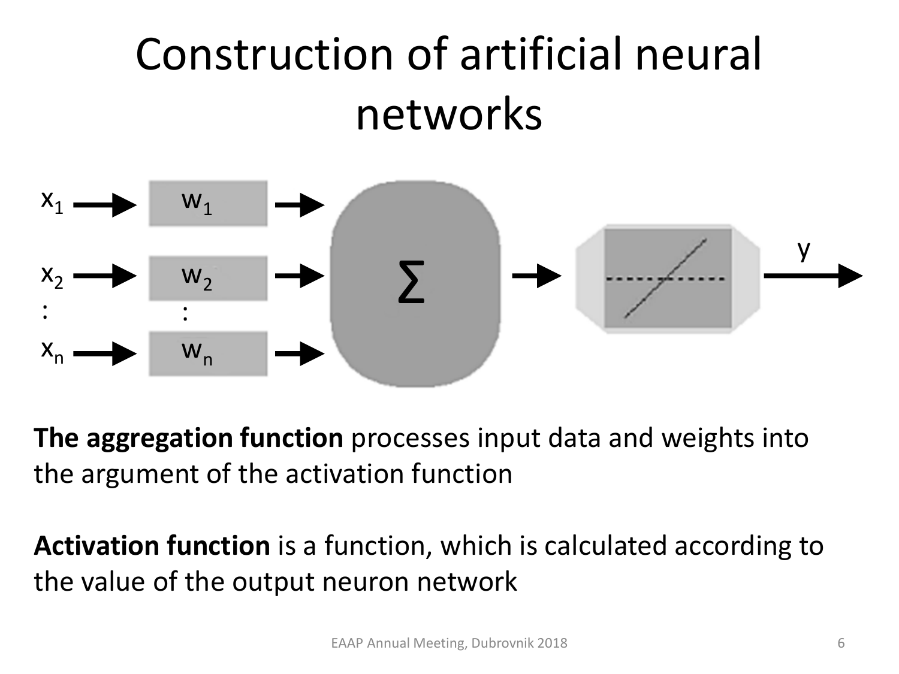# Construction of artificial neural networks

**The aggregation function** processes input data and weights into the argument of the activation function

**Activation function** is a function, which is calculated according to the value of the output neuron network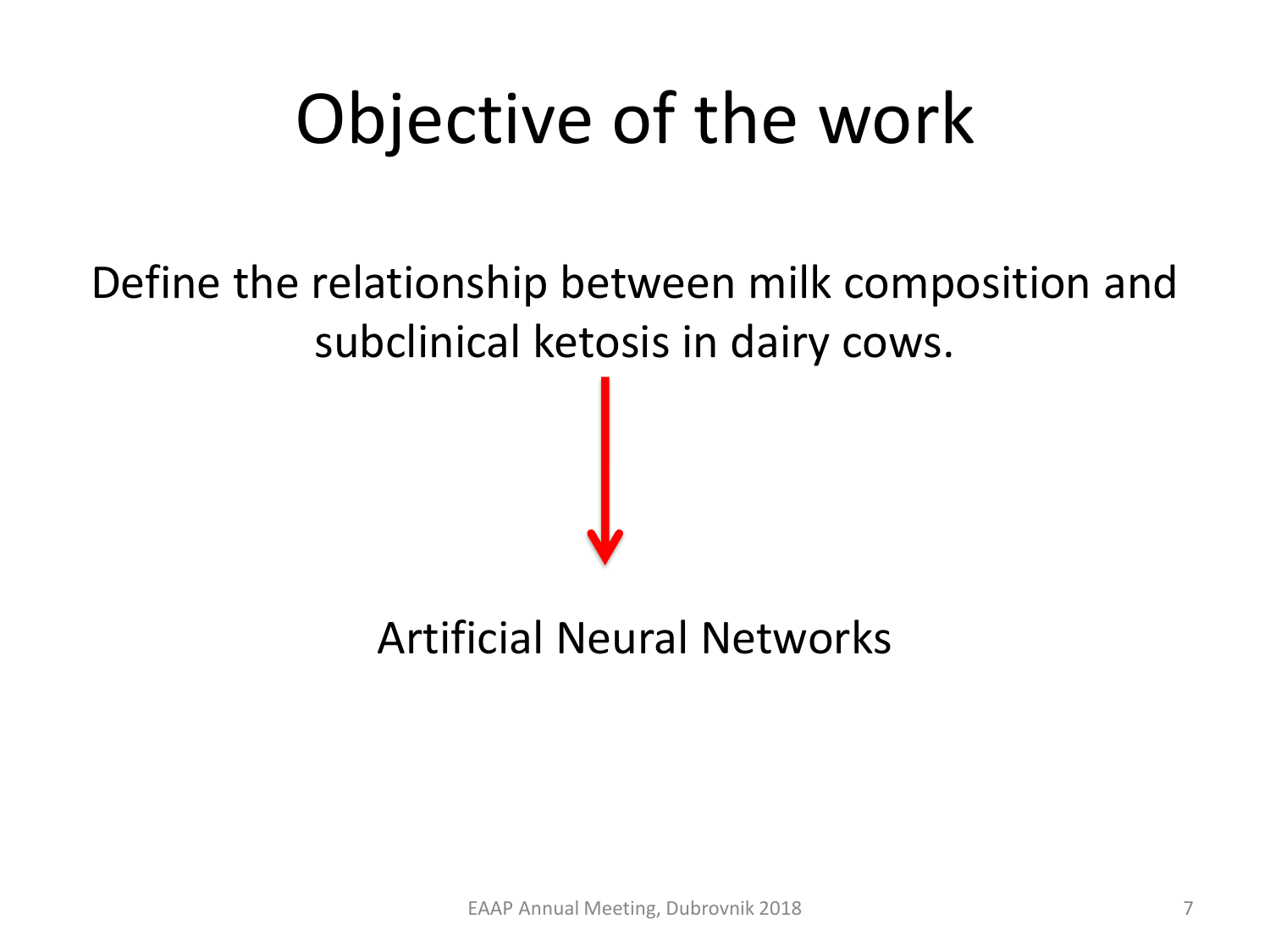# Objective of the work

Define the relationship between milk composition and subclinical ketosis in dairy cows.

↓

Artificial Neural Networks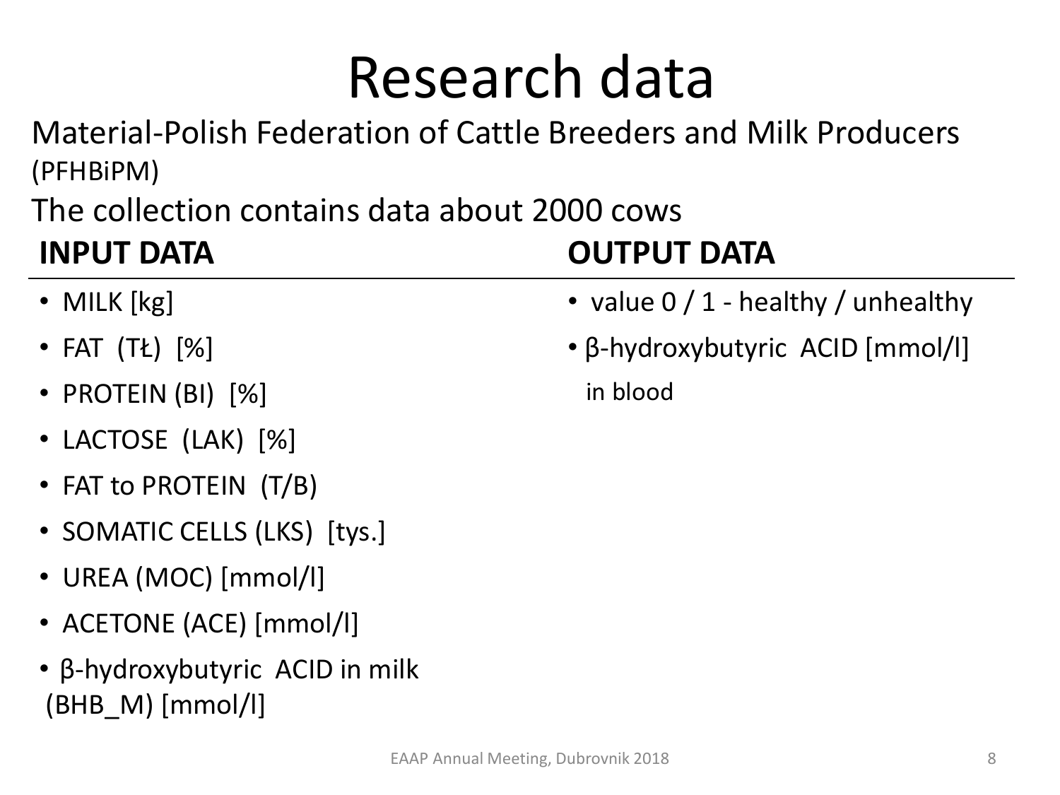# Research data

Material-Polish Federation of Cattle Breeders and Milk Producers (PFHBiPM)

The collection contains data about 2000 cows

**INPUT DATA**

- MILK [kg]
- FAT (TŁ) [%]
- PROTEIN (BI) [%]
- LACTOSE (LAK) [%]
- FAT to PROTEIN (T/B)
- SOMATIC CELLS (LKS) [tys.]
- UREA (MOC) [mmol/l]
- ACETONE (ACE) [mmol/l]
- β-hydroxybutyric ACID in milk (BHB_M) [mmol/l]

**OUTPUT DATA**

- value 0 / 1 - healthy / unhealthy
- β-hydroxybutyric ACID [mmol/l] in blood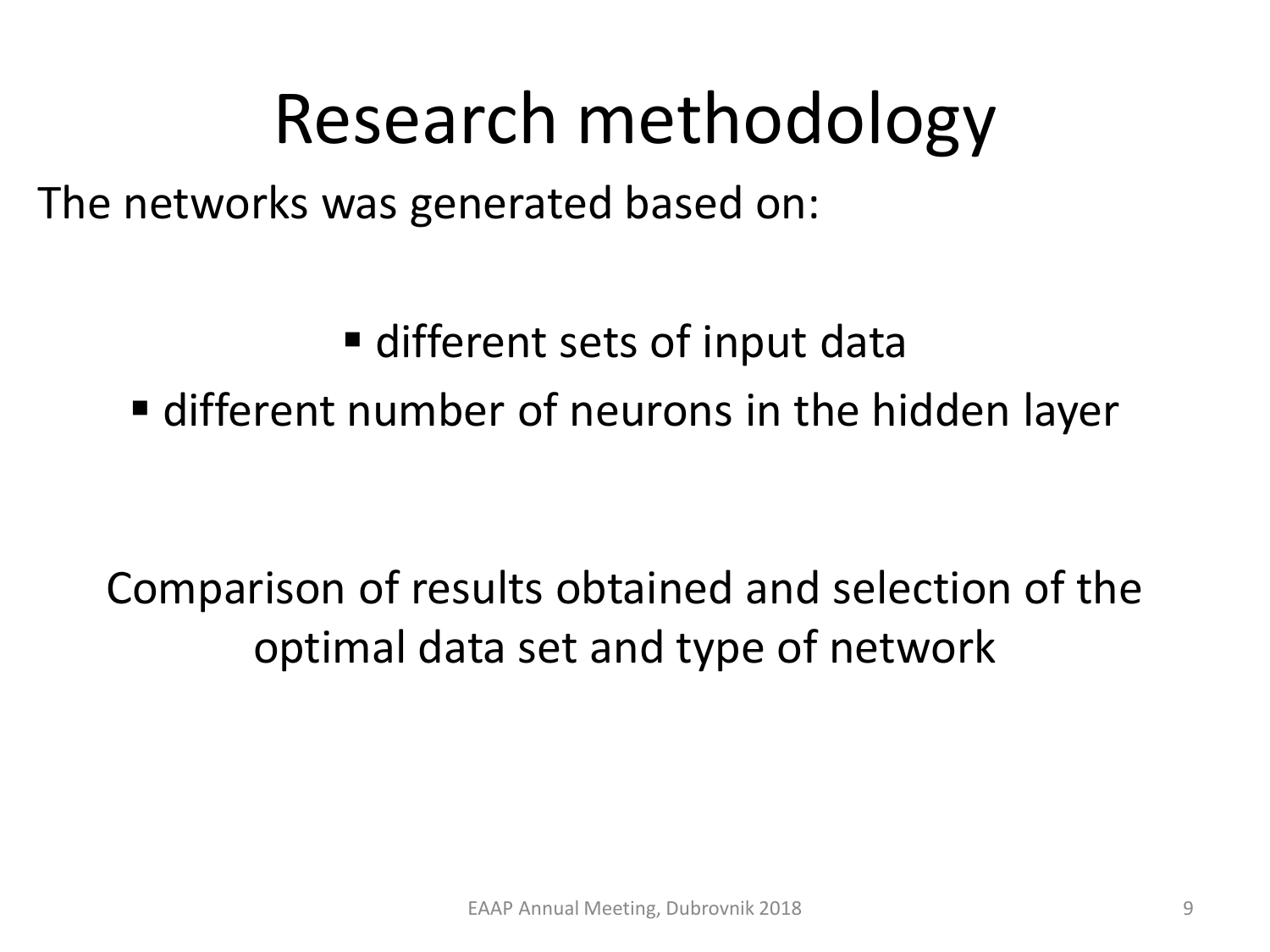# Research methodology

The networks was generated based on:

- different sets of input data
- different number of neurons in the hidden layer

Comparison of results obtained and selection of the optimal data set and type of network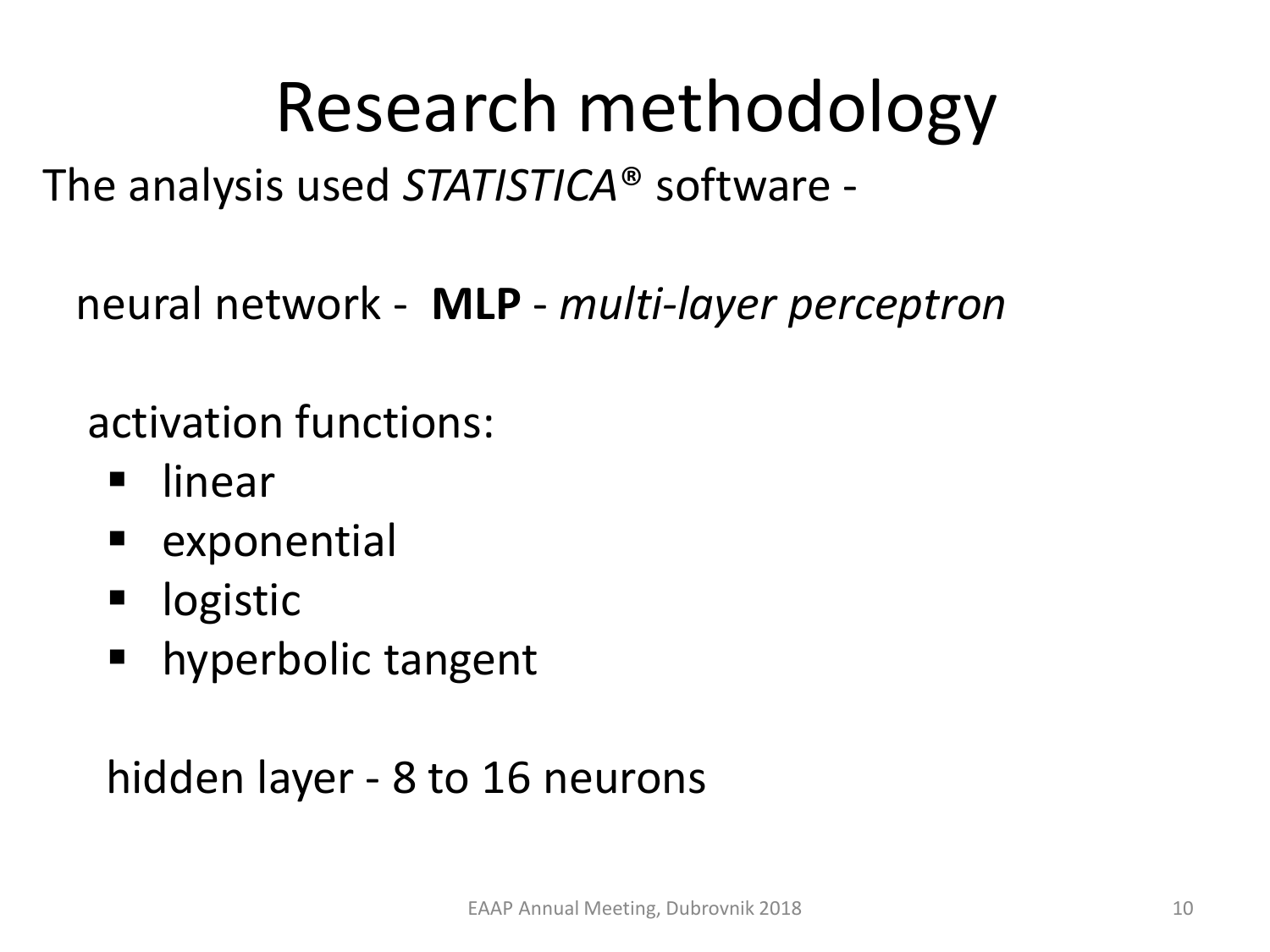# Research methodology

The analysis used *STATISTICA®* software -

neural network - **MLP** - *multi-layer perceptron*

activation functions:

- linear
- exponential
- logistic
- hyperbolic tangent

hidden layer - 8 to 16 neurons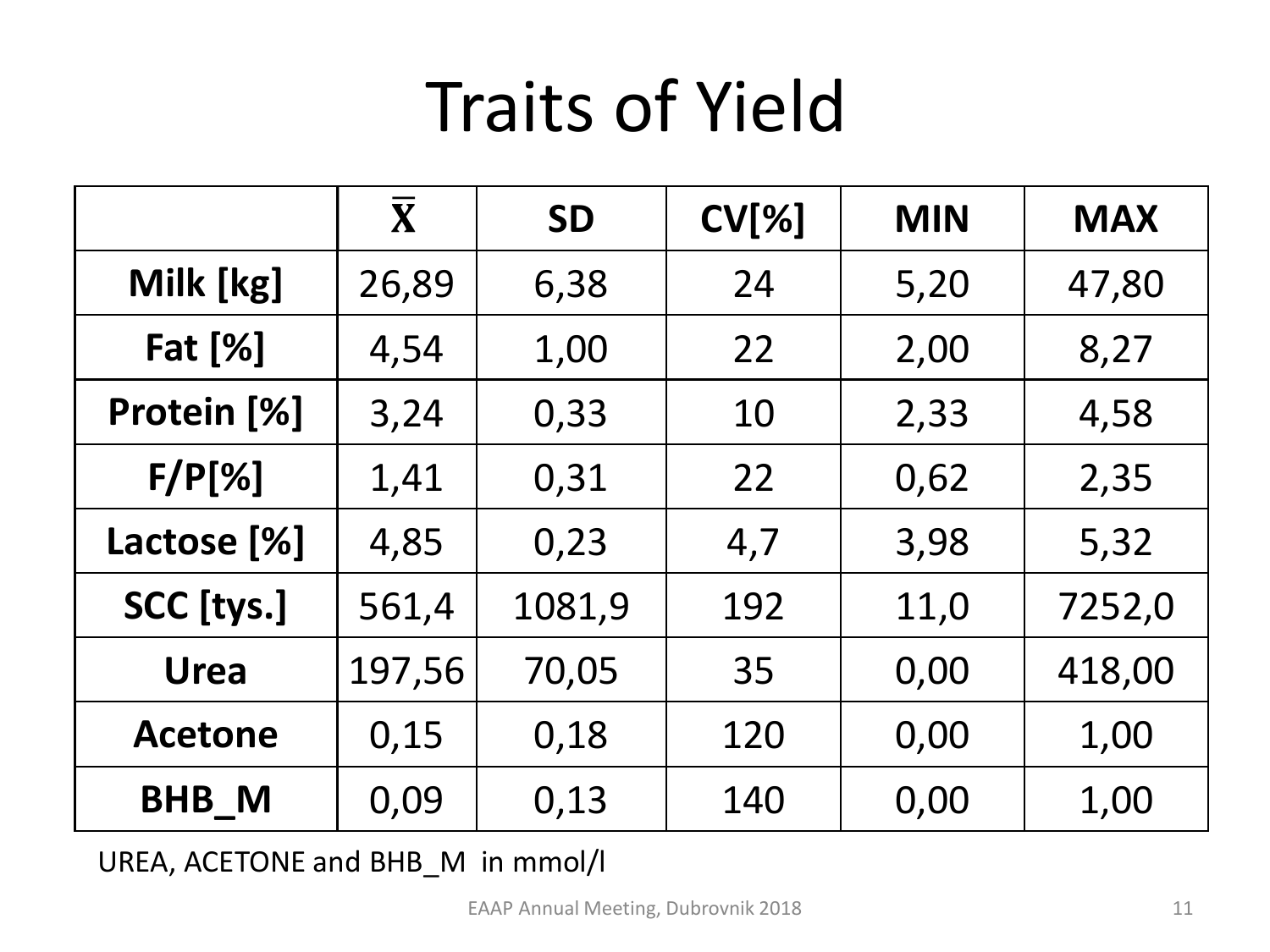# Traits of Yield

| | $\bar{X}$ | SD | CV[%] | MIN | MAX |
|---|---|---|---|---|---|
| **Milk [kg]** | 26,89 | 6,38 | 24 | 5,20 | 47,80 |
| **Fat [%]** | 4,54 | 1,00 | 22 | 2,00 | 8,27 |
| **Protein [%]** | 3,24 | 0,33 | 10 | 2,33 | 4,58 |
| **F/P[%]** | 1,41 | 0,31 | 22 | 0,62 | 2,35 |
| **Lactose [%]** | 4,85 | 0,23 | 4,7 | 3,98 | 5,32 |
| **SCC [tys.]** | 561,4 | 1081,9 | 192 | 11,0 | 7252,0 |
| **Urea** | 197,56 | 70,05 | 35 | 0,00 | 418,00 |
| **Acetone** | 0,15 | 0,18 | 120 | 0,00 | 1,00 |
| **BHB_M** | 0,09 | 0,13 | 140 | 0,00 | 1,00 |

UREA, ACETONE and BHB_M in mmol/l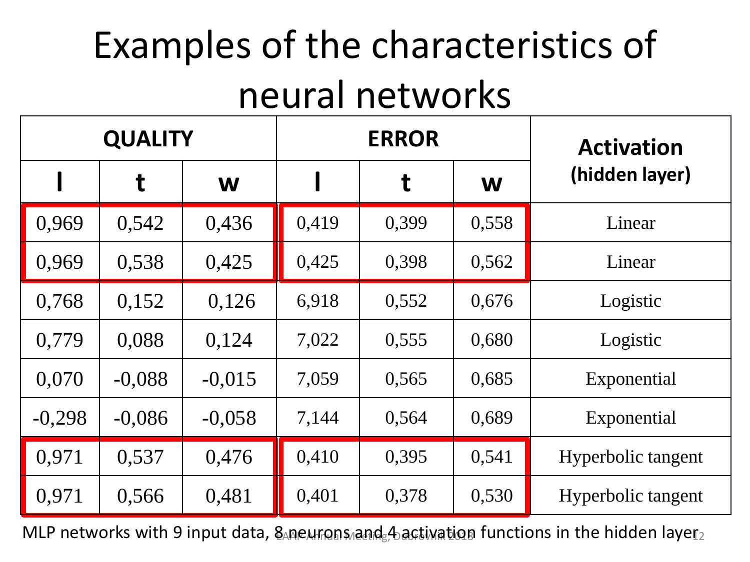# Examples of the characteristics of neural networks

| QUALITY | | | ERROR | | | Activation (hidden layer) |
|---|---|---|---|---|---|---|
| l | t | w | l | t | w | |
| 0,969 | 0,542 | 0,436 | 0,419 | 0,399 | 0,558 | Linear |
| 0,969 | 0,538 | 0,425 | 0,425 | 0,398 | 0,562 | Linear |
| 0,768 | 0,152 | 0,126 | 6,918 | 0,552 | 0,676 | Logistic |
| 0,779 | 0,088 | 0,124 | 7,022 | 0,555 | 0,680 | Logistic |
| 0,070 | -0,088 | -0,015 | 7,059 | 0,565 | 0,685 | Exponential |
| -0,298 | -0,086 | -0,058 | 7,144 | 0,564 | 0,689 | Exponential |
| 0,971 | 0,537 | 0,476 | 0,410 | 0,395 | 0,541 | Hyperbolic tangent |
| 0,971 | 0,566 | 0,481 | 0,401 | 0,378 | 0,530 | Hyperbolic tangent |

MLP networks with 9 input data, 8 neurons and 4 activation functions in the hidden layer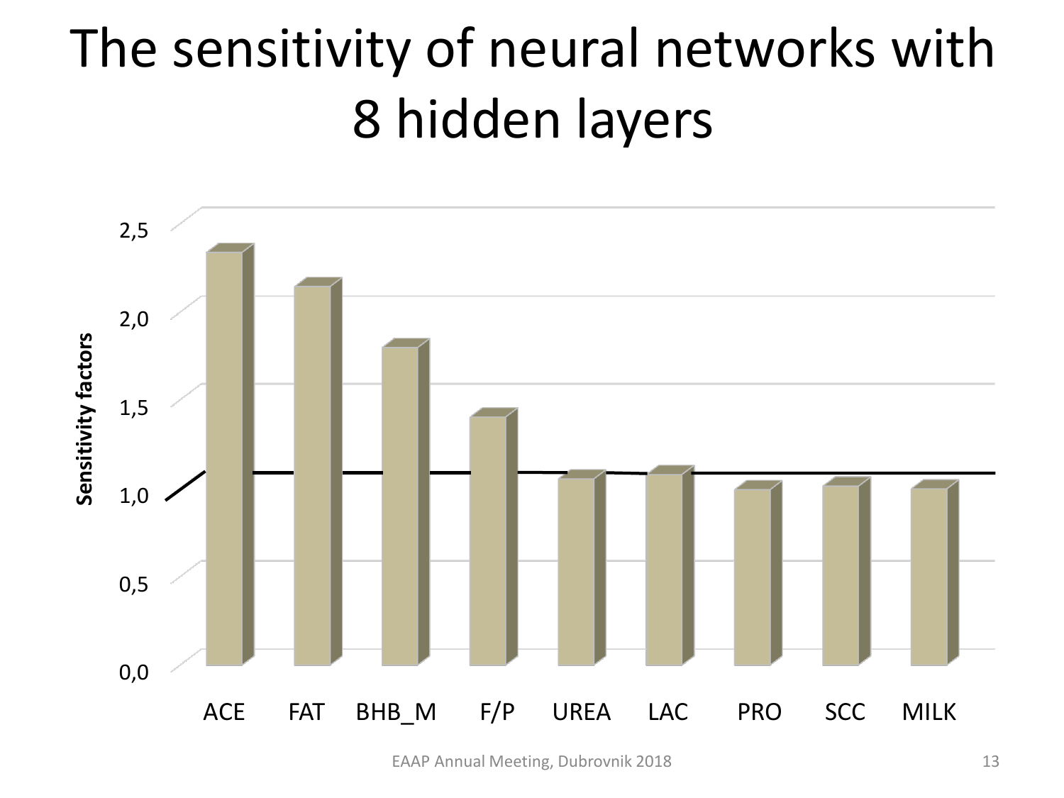# The sensitivity of neural networks with 8 hidden layers

Sensitivity factors

2,5
2,0
1,5
1,0
0,5
0,0

ACE FAT BHB_M F/P UREA LAC PRO SCC MILK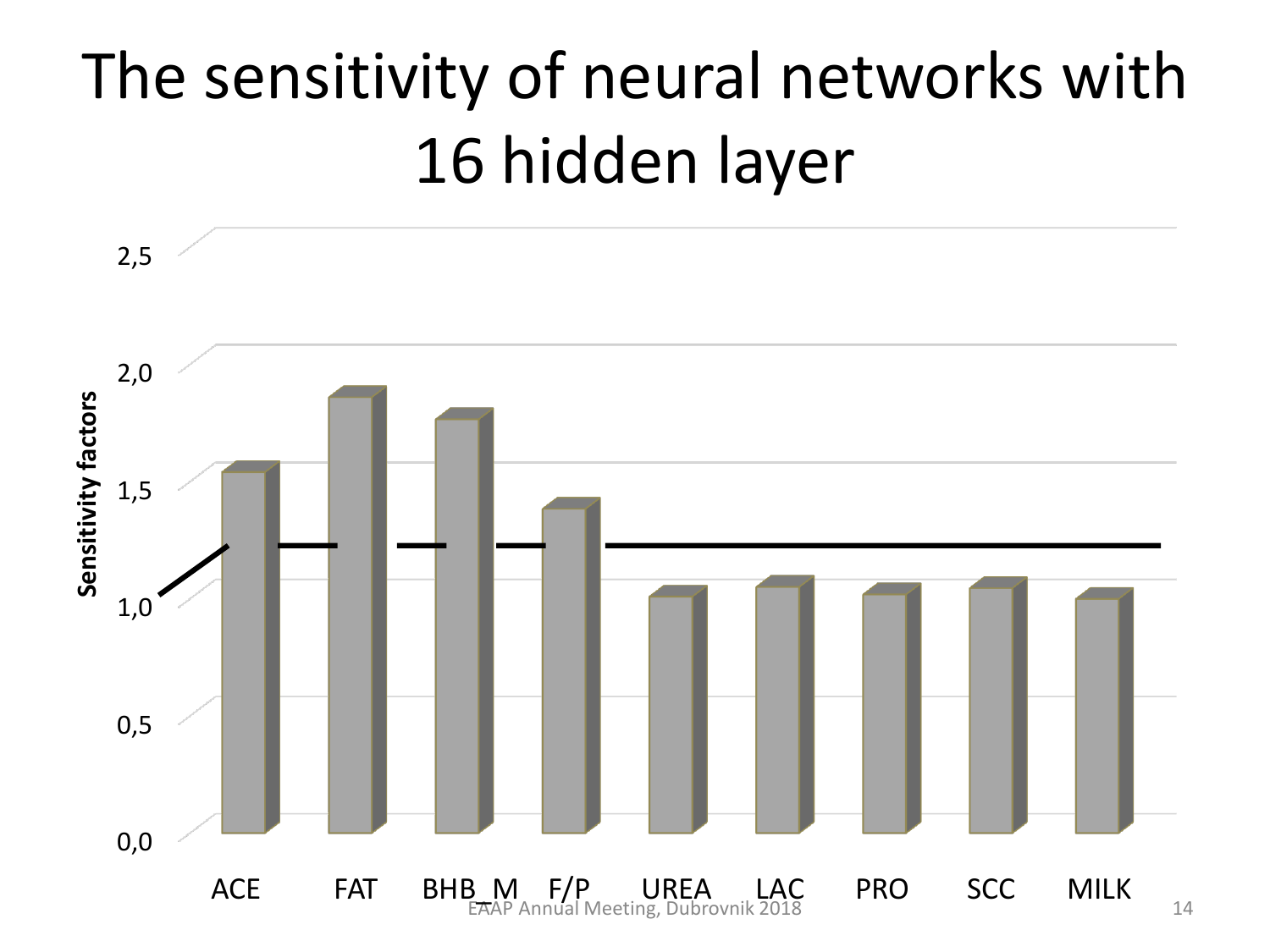# The sensitivity of neural networks with 16 hidden layer

Sensitivity factors

2,5

2,0

1,5

1,0

0,5

0,0

ACE FAT BHB_M F/P UREA LAC PRO SCC MILK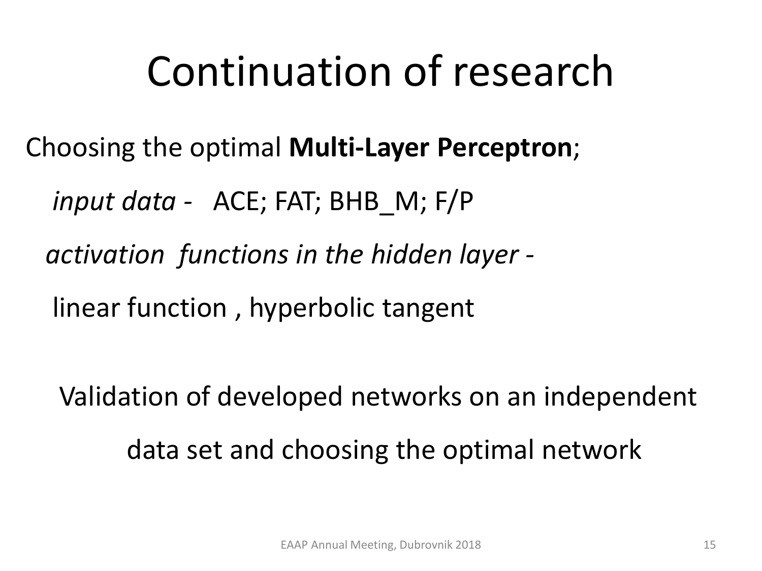# Continuation of research

Choosing the optimal **Multi-Layer Perceptron**;

*input data* - ACE; FAT; BHB_M; F/P

*activation functions in the hidden layer* -

linear function , hyperbolic tangent

Validation of developed networks on an independent data set and choosing the optimal network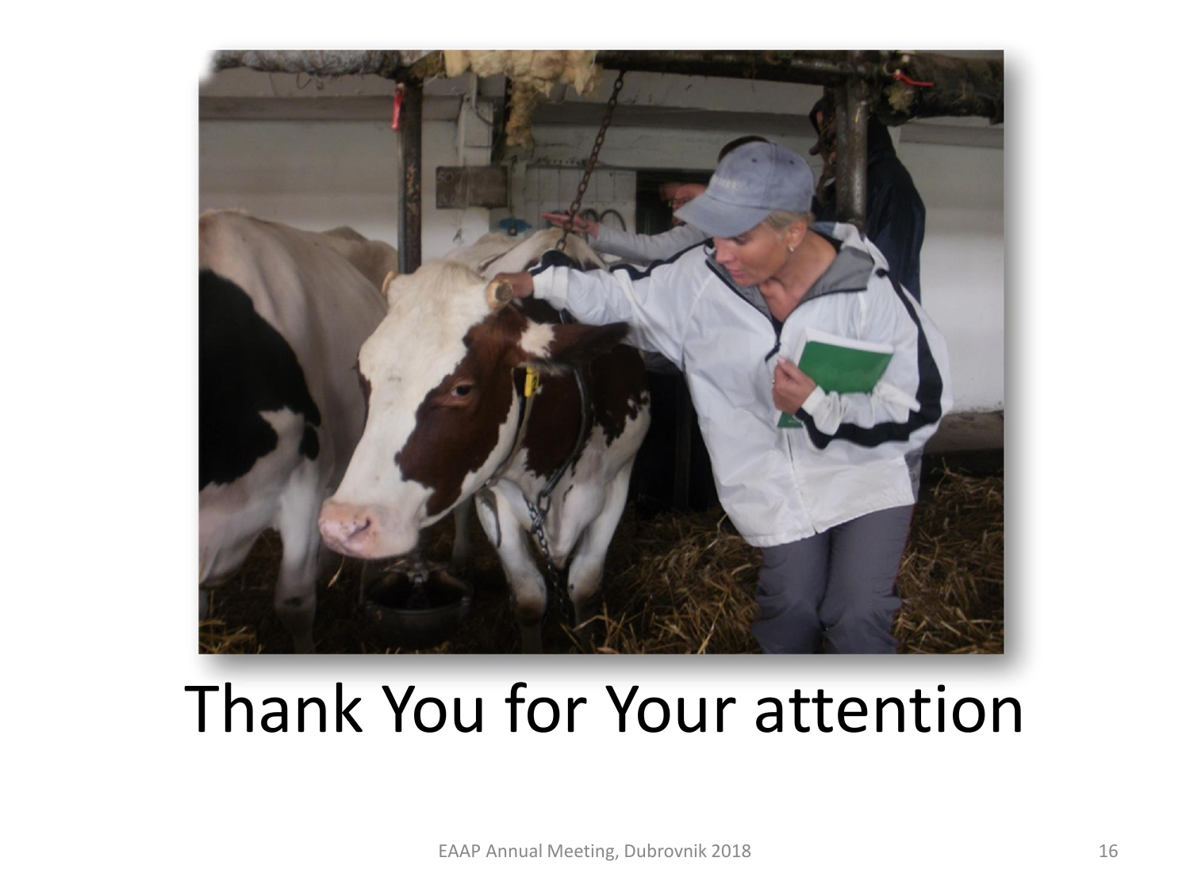# Thank You for Your attention